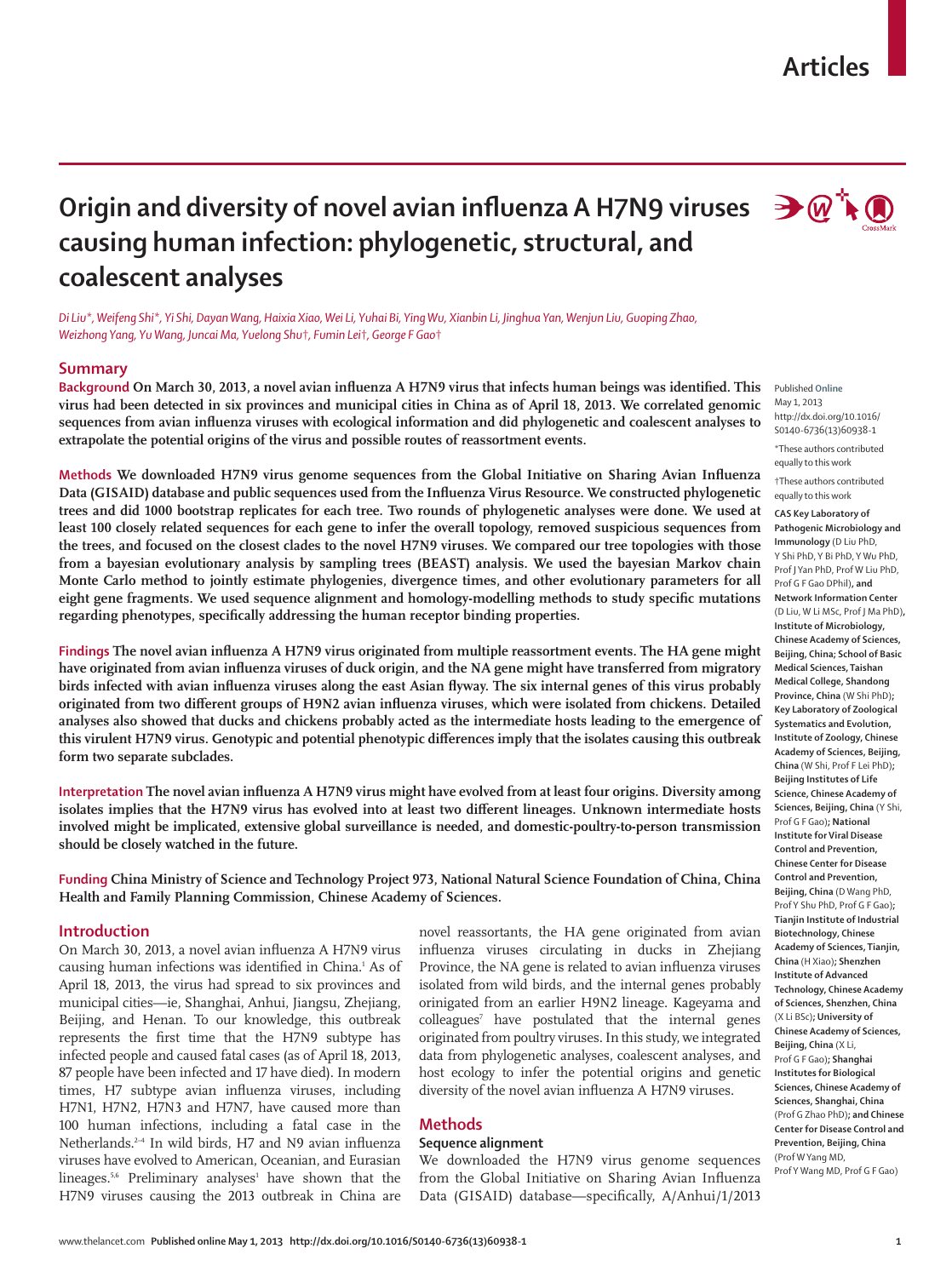Articles

# Origin and diversity of novel avian influenza A H7N9 viruses causing human infection: phylogenetic, structural, and coalescent analyses

*Di Liu\*, Weifeng Shi\*, Yi Shi, Dayan Wang, Haixia Xiao, Wei Li, Yuhai Bi, Ying Wu, Xianbin Li, Jinghua Yan, Wenjun Liu, Guoping Zhao, Weizhong Yang, Yu Wang, Juncai Ma, Yuelong Shu†, Fumin Lei†, George F Gao†*

## Summary

**Background** **On March 30, 2013, a novel avian influenza A H7N9 virus that infects human beings was identified. This virus had been detected in six provinces and municipal cities in China as of April 18, 2013. We correlated genomic sequences from avian influenza viruses with ecological information and did phylogenetic and coalescent analyses to extrapolate the potential origins of the virus and possible routes of reassortment events.**

**Methods** **We downloaded H7N9 virus genome sequences from the Global Initiative on Sharing Avian Influenza Data (GISAID) database and public sequences used from the Influenza Virus Resource. We constructed phylogenetic trees and did 1000 bootstrap replicates for each tree. Two rounds of phylogenetic analyses were done. We used at least 100 closely related sequences for each gene to infer the overall topology, removed suspicious sequences from the trees, and focused on the closest clades to the novel H7N9 viruses. We compared our tree topologies with those from a bayesian evolutionary analysis by sampling trees (BEAST) analysis. We used the bayesian Markov chain Monte Carlo method to jointly estimate phylogenies, divergence times, and other evolutionary parameters for all eight gene fragments. We used sequence alignment and homology-modelling methods to study specific mutations regarding phenotypes, specifically addressing the human receptor binding properties.**

**Findings** **The novel avian influenza A H7N9 virus originated from multiple reassortment events. The HA gene might have originated from avian influenza viruses of duck origin, and the NA gene might have transferred from migratory birds infected with avian influenza viruses along the east Asian flyway. The six internal genes of this virus probably originated from two different groups of H9N2 avian influenza viruses, which were isolated from chickens. Detailed analyses also showed that ducks and chickens probably acted as the intermediate hosts leading to the emergence of this virulent H7N9 virus. Genotypic and potential phenotypic differences imply that the isolates causing this outbreak form two separate subclades.**

**Interpretation** **The novel avian influenza A H7N9 virus might have evolved from at least four origins. Diversity among isolates implies that the H7N9 virus has evolved into at least two different lineages. Unknown intermediate hosts involved might be implicated, extensive global surveillance is needed, and domestic-poultry-to-person transmission should be closely watched in the future.**

**Funding** **China Ministry of Science and Technology Project 973, National Natural Science Foundation of China, China Health and Family Planning Commission, Chinese Academy of Sciences.**

Published **Online** May 1, 2013 http://dx.doi.org/10.1016/S0140-6736(13)60938-1

\*These authors contributed equally to this work

†These authors contributed equally to this work

**CAS Key Laboratory of Pathogenic Microbiology and Immunology** (D Liu PhD, Y Shi PhD, Y Bi PhD, Y Wu PhD, Prof J Yan PhD, Prof W Liu PhD, Prof G F Gao DPhil)**, and Network Information Center** (D Liu, W Li MSc, Prof J Ma PhD)**, Institute of Microbiology, Chinese Academy of Sciences, Beijing, China; School of Basic Medical Sciences, Taishan Medical College, Shandong Province, China** (W Shi PhD)**; Key Laboratory of Zoological Systematics and Evolution, Institute of Zoology, Chinese Academy of Sciences, Beijing, China** (W Shi, Prof F Lei PhD)**; Beijing Institutes of Life Science, Chinese Academy of Sciences, Beijing, China** (Y Shi, Prof G F Gao)**; National Institute for Viral Disease Control and Prevention, Chinese Center for Disease Control and Prevention, Beijing, China** (D Wang PhD, Prof Y Shu PhD, Prof G F Gao)**; Tianjin Institute of Industrial Biotechnology, Chinese Academy of Sciences, Tianjin, China** (H Xiao)**; Shenzhen Institute of Advanced Technology, Chinese Academy of Sciences, Shenzhen, China** (X Li BSc)**; University of Chinese Academy of Sciences, Beijing, China** (X Li, Prof G F Gao)**; Shanghai Institutes for Biological Sciences, Chinese Academy of Sciences, Shanghai, China** (Prof G Zhao PhD)**; and Chinese Center for Disease Control and Prevention, Beijing, China** (Prof W Yang MD, Prof Y Wang MD, Prof G F Gao)

## Introduction

On March 30, 2013, a novel avian influenza A H7N9 virus causing human infections was identified in China.[1] As of April 18, 2013, the virus had spread to six provinces and municipal cities—ie, Shanghai, Anhui, Jiangsu, Zhejiang, Beijing, and Henan. To our knowledge, this outbreak represents the first time that the H7N9 subtype has infected people and caused fatal cases (as of April 18, 2013, 87 people have been infected and 17 have died). In modern times, H7 subtype avian influenza viruses, including H7N1, H7N2, H7N3 and H7N7, have caused more than 100 human infections, including a fatal case in the Netherlands.[2–4] In wild birds, H7 and N9 avian influenza viruses have evolved to American, Oceanian, and Eurasian lineages.[5,6] Preliminary analyses[1] have shown that the H7N9 viruses causing the 2013 outbreak in China are novel reassortants, the HA gene originated from avian influenza viruses circulating in ducks in Zhejiang Province, the NA gene is related to avian influenza viruses isolated from wild birds, and the internal genes probably orinigated from an earlier H9N2 lineage. Kageyama and colleagues[7] have postulated that the internal genes originated from poultry viruses. In this study, we integrated data from phylogenetic analyses, coalescent analyses, and host ecology to infer the potential origins and genetic diversity of the novel avian influenza A H7N9 viruses.

## Methods

### Sequence alignment

We downloaded the H7N9 virus genome sequences from the Global Initiative on Sharing Avian Influenza Data (GISAID) database—specifically, A/Anhui/1/2013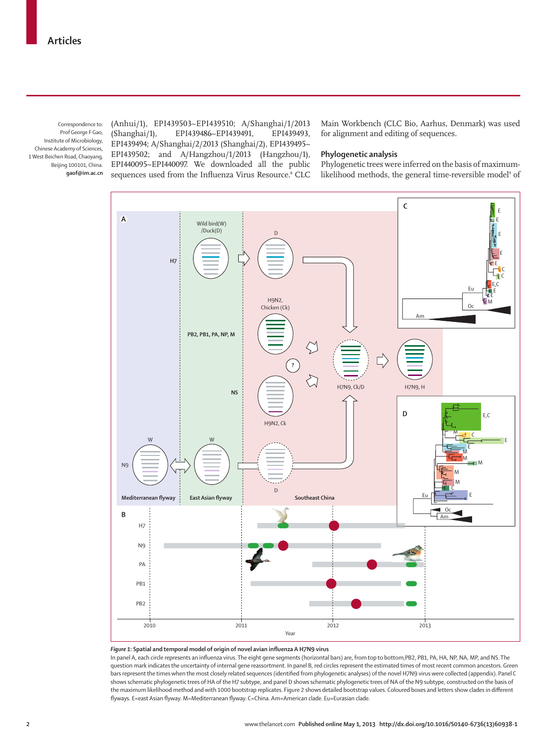Correspondence to: Prof George F Gao, Institute of Microbiology, Chinese Academy of Sciences, 1 West Beichen Road, Chaoyang, Beijing 100101, China. **gaof@im.ac.cn**

(Anhui/1), EPI439503~EPI439510; A/Shanghai/1/2013 (Shanghai/1), EPI439486~EPI439491, EPI439493, EPI439494; A/Shanghai/2/2013 (Shanghai/2), EPI439495~EPI439502; and A/Hangzhou/1/2013 (Hangzhou/1), EPI440095~EPI440097. We downloaded all the public sequences used from the Influenza Virus Resource.[8] CLC Main Workbench (CLC Bio, Aarhus, Denmark) was used for alignment and editing of sequences.

## Phylogenetic analysis

Phylogenetic trees were inferred on the basis of maximum-likelihood methods, the general time-reversible model[9] of

***Figure 1*: Spatial and temporal model of origin of novel avian influenza A H7N9 virus**

In panel A, each circle represents an influenza virus. The eight gene segments (horizontal bars) are, from top to bottom, PB2, PB1, PA, HA, NP, NA, MP, and NS. The question mark indicates the uncertainty of internal gene reassortment. In panel B, red circles represent the estimated times of most recent common ancestors. Green bars represent the times when the most closely related sequences (identified from phylogenetic analyses) of the novel H7N9 virus were collected (appendix). Panel C shows schematic phylogenetic trees of HA of the H7 subtype, and panel D shows schematic phylogenetic trees of NA of the N9 subtype, constructed on the basis of the maximum likelihood method and with 1000 bootstrap replicates. Figure 2 shows detailed bootstrap values. Coloured boxes and letters show clades in different flyways. E=east Asian flyway. M=Mediterranean flyway. C=China. Am=American clade. Eu=Eurasian clade.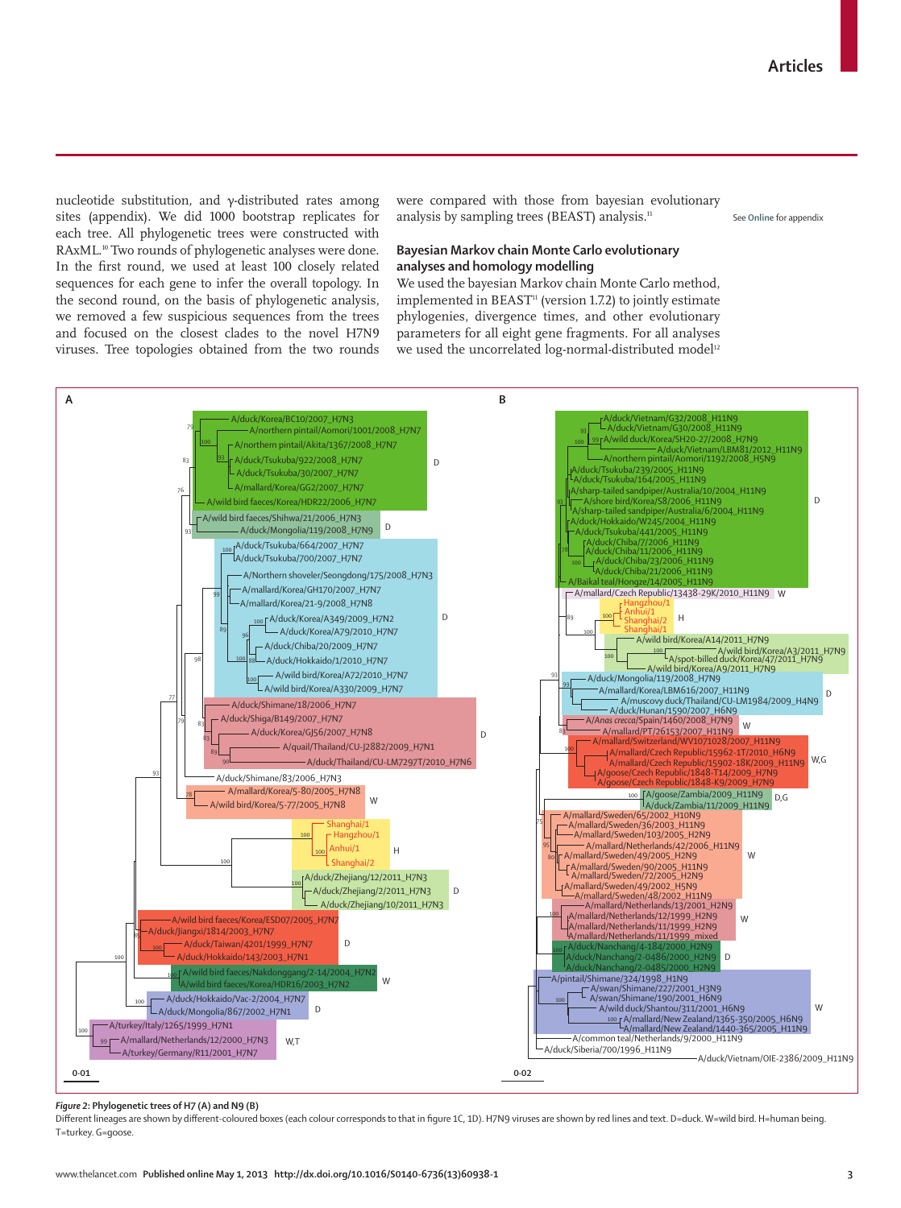nucleotide substitution, and γ-distributed rates among sites (appendix). We did 1000 bootstrap replicates for each tree. All phylogenetic trees were constructed with RAxML.[10] Two rounds of phylogenetic analyses were done. In the first round, we used at least 100 closely related sequences for each gene to infer the overall topology. In the second round, on the basis of phylogenetic analysis, we removed a few suspicious sequences from the trees and focused on the closest clades to the novel H7N9 viruses. Tree topologies obtained from the two rounds were compared with those from bayesian evolutionary analysis by sampling trees (BEAST) analysis.[11]

See Online for appendix

## Bayesian Markov chain Monte Carlo evolutionary analyses and homology modelling

We used the bayesian Markov chain Monte Carlo method, implemented in BEAST[11] (version 1.7.2) to jointly estimate phylogenies, divergence times, and other evolutionary parameters for all eight gene fragments. For all analyses we used the uncorrelated log-normal-distributed model[12]

*Figure 2*: **Phylogenetic trees of H7 (A) and N9 (B)**

Different lineages are shown by different-coloured boxes (each colour corresponds to that in figure 1C, 1D). H7N9 viruses are shown by red lines and text. D=duck. W=wild bird. H=human being. T=turkey. G=goose.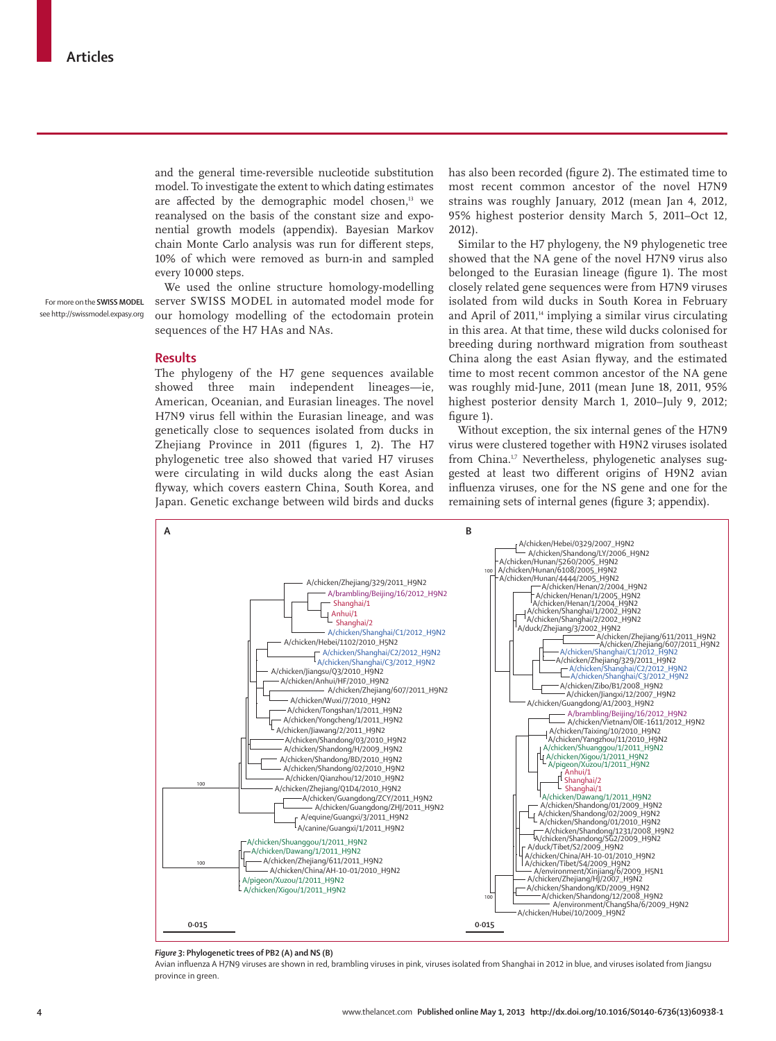and the general time-reversible nucleotide substitution model. To investigate the extent to which dating estimates are affected by the demographic model chosen,[13] we reanalysed on the basis of the constant size and exponential growth models (appendix). Bayesian Markov chain Monte Carlo analysis was run for different steps, 10% of which were removed as burn-in and sampled every 10 000 steps.

We used the online structure homology-modelling server SWISS MODEL in automated model mode for our homology modelling of the ectodomain protein sequences of the H7 HAs and NAs.

For more on the **SWISS MODEL** see http://swissmodel.expasy.org

## Results

The phylogeny of the H7 gene sequences available showed three main independent lineages—ie, American, Oceanian, and Eurasian lineages. The novel H7N9 virus fell within the Eurasian lineage, and was genetically close to sequences isolated from ducks in Zhejiang Province in 2011 (figures 1, 2). The H7 phylogenetic tree also showed that varied H7 viruses were circulating in wild ducks along the east Asian flyway, which covers eastern China, South Korea, and Japan. Genetic exchange between wild birds and ducks has also been recorded (figure 2). The estimated time to most recent common ancestor of the novel H7N9 strains was roughly January, 2012 (mean Jan 4, 2012, 95% highest posterior density March 5, 2011–Oct 12, 2012).

Similar to the H7 phylogeny, the N9 phylogenetic tree showed that the NA gene of the novel H7N9 virus also belonged to the Eurasian lineage (figure 1). The most closely related gene sequences were from H7N9 viruses isolated from wild ducks in South Korea in February and April of 2011,[14] implying a similar virus circulating in this area. At that time, these wild ducks colonised for breeding during northward migration from southeast China along the east Asian flyway, and the estimated time to most recent common ancestor of the NA gene was roughly mid-June, 2011 (mean June 18, 2011, 95% highest posterior density March 1, 2010–July 9, 2012; figure 1).

Without exception, the six internal genes of the H7N9 virus were clustered together with H9N2 viruses isolated from China.[1,7] Nevertheless, phylogenetic analyses suggested at least two different origins of H9N2 avian influenza viruses, one for the NS gene and one for the remaining sets of internal genes (figure 3; appendix).

*Figure 3*: **Phylogenetic trees of PB2 (A) and NS (B)**

Avian influenza A H7N9 viruses are shown in red, brambling viruses in pink, viruses isolated from Shanghai in 2012 in blue, and viruses isolated from Jiangsu province in green.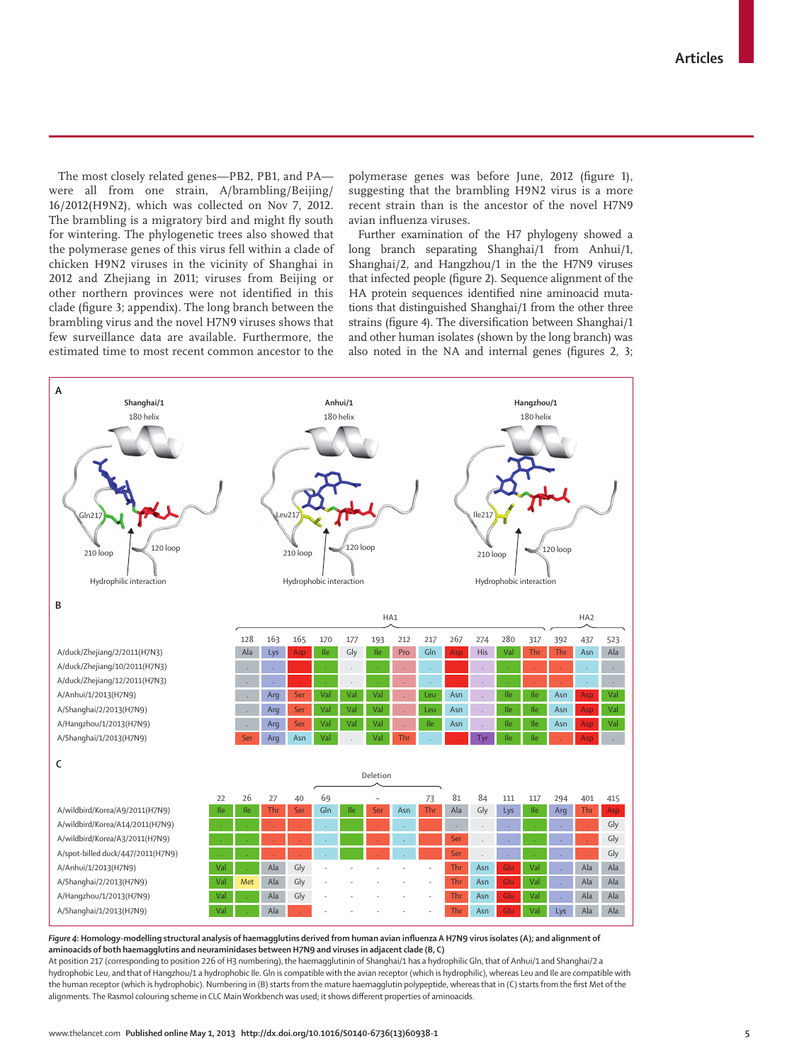The most closely related genes—PB2, PB1, and PA—were all from one strain, A/brambling/Beijing/16/2012(H9N2), which was collected on Nov 7, 2012. The brambling is a migratory bird and might fly south for wintering. The phylogenetic trees also showed that the polymerase genes of this virus fell within a clade of chicken H9N2 viruses in the vicinity of Shanghai in 2012 and Zhejiang in 2011; viruses from Beijing or other northern provinces were not identified in this clade (figure 3; appendix). The long branch between the brambling virus and the novel H7N9 viruses shows that few surveillance data are available. Furthermore, the estimated time to most recent common ancestor to the polymerase genes was before June, 2012 (figure 1), suggesting that the brambling H9N2 virus is a more recent strain than is the ancestor of the novel H7N9 avian influenza viruses.

Further examination of the H7 phylogeny showed a long branch separating Shanghai/1 from Anhui/1, Shanghai/2, and Hangzhou/1 in the H7N9 viruses that infected people (figure 2). Sequence alignment of the HA protein sequences identified nine aminoacid mutations that distinguished Shanghai/1 from the other three strains (figure 4). The diversification between Shanghai/1 and other human isolates (shown by the long branch) was also noted in the NA and internal genes (figures 2, 3;

**A**

Shanghai/1 — 180 helix; Gln217; 210 loop; 120 loop; Hydrophilic interaction

Anhui/1 — 180 helix; Leu217; 210 loop; 120 loop; Hydrophobic interaction

Hangzhou/1 — 180 helix; Ile217; 210 loop; 120 loop; Hydrophobic interaction

**B**

| | HA1 | | | | | | | | | | | | HA2 | | |
|---|---|---|---|---|---|---|---|---|---|---|---|---|---|---|---|
| | 128 | 163 | 165 | 170 | 177 | 193 | 212 | 217 | 267 | 274 | 280 | 317 | 392 | 437 | 523 |
| A/duck/Zhejiang/2/2011(H7N3) | Ala | Lys | Asp | Ile | Gly | Ile | Pro | Gln | Asp | His | Val | Thr | Thr | Asn | Ala |
| A/duck/Zhejiang/10/2011(H7N3) | . | . | . | . | . | . | . | . | . | . | . | . | . | . | . |
| A/duck/Zhejiang/12/2011(H7N3) | . | . | . | . | . | . | . | . | . | . | . | . | . | . | . |
| A/Anhui/1/2013(H7N9) | . | Arg | Ser | Val | Val | Val | . | Leu | Asn | . | Ile | Ile | Asn | Asp | Val |
| A/Shanghai/2/2013(H7N9) | . | Arg | Ser | Val | Val | Val | . | Leu | Asn | . | Ile | Ile | Asn | Asp | Val |
| A/Hangzhou/1/2013(H7N9) | . | Arg | Ser | Val | Val | Val | . | Ile | Asn | . | Ile | Ile | Asn | Asp | Val |
| A/Shanghai/1/2013(H7N9) | Ser | Arg | Asn | Val | . | Val | Thr | . | . | Tyr | Ile | Ile | . | Asp | . |

**C**

| | 22 | 26 | 27 | 40 | 69 | Deletion | ~ | | 73 | 81 | 84 | 111 | 117 | 294 | 401 | 415 |
|---|---|---|---|---|---|---|---|---|---|---|---|---|---|---|---|---|
| A/wildbird/Korea/A9/2011(H7N9) | Ile | Ile | Thr | Ser | Gln | Ile | Ser | Asn | Thr | Ala | Gly | Lys | Ile | Arg | Thr | Asp |
| A/wildbird/Korea/A14/2011(H7N9) | . | . | . | . | . | . | . | . | . | . | . | . | . | . | . | Gly |
| A/wildbird/Korea/A3/2011(H7N9) | . | . | . | . | . | . | . | . | . | Ser | . | . | . | . | . | Gly |
| A/spot-billed duck/447/2011(H7N9) | . | . | . | . | . | . | . | . | . | Ser | . | . | . | . | . | Gly |
| A/Anhui/1/2013(H7N9) | Val | . | Ala | Gly | - | - | - | - | - | Thr | Asn | Glu | Val | . | Ala | Ala |
| A/Shanghai/2/2013(H7N9) | Val | Met | Ala | Gly | - | - | - | - | - | Thr | Asn | Glu | Val | . | Ala | Ala |
| A/Hangzhou/1/2013(H7N9) | Val | . | Ala | Gly | - | - | - | - | - | Thr | Asn | Glu | Val | . | Ala | Ala |
| A/Shanghai/1/2013(H7N9) | Val | . | Ala | . | - | - | - | - | - | Thr | Asn | Glu | Val | Lys | Ala | Ala |

***Figure 4*: Homology-modelling structural analysis of haemagglutins derived from human avian influenza A H7N9 virus isolates (A); and alignment of aminoacids of both haemagglutins and neuraminidases between H7N9 and viruses in adjacent clade (B, C)**

At position 217 (corresponding to position 226 of H3 numbering), the haemagglutinin of Shanghai/1 has a hydrophilic Gln, that of Anhui/1 and Shanghai/2 a hydrophobic Leu, and that of Hangzhou/1 a hydrophobic Ile. Gln is compatible with the avian receptor (which is hydrophilic), whereas Leu and Ile are compatible with the human receptor (which is hydrophobic). Numbering in (B) starts from the mature haemagglutin polypeptide, whereas that in (C) starts from the first Met of the alignments. The Rasmol colouring scheme in CLC Main Workbench was used; it shows different properties of aminoacids.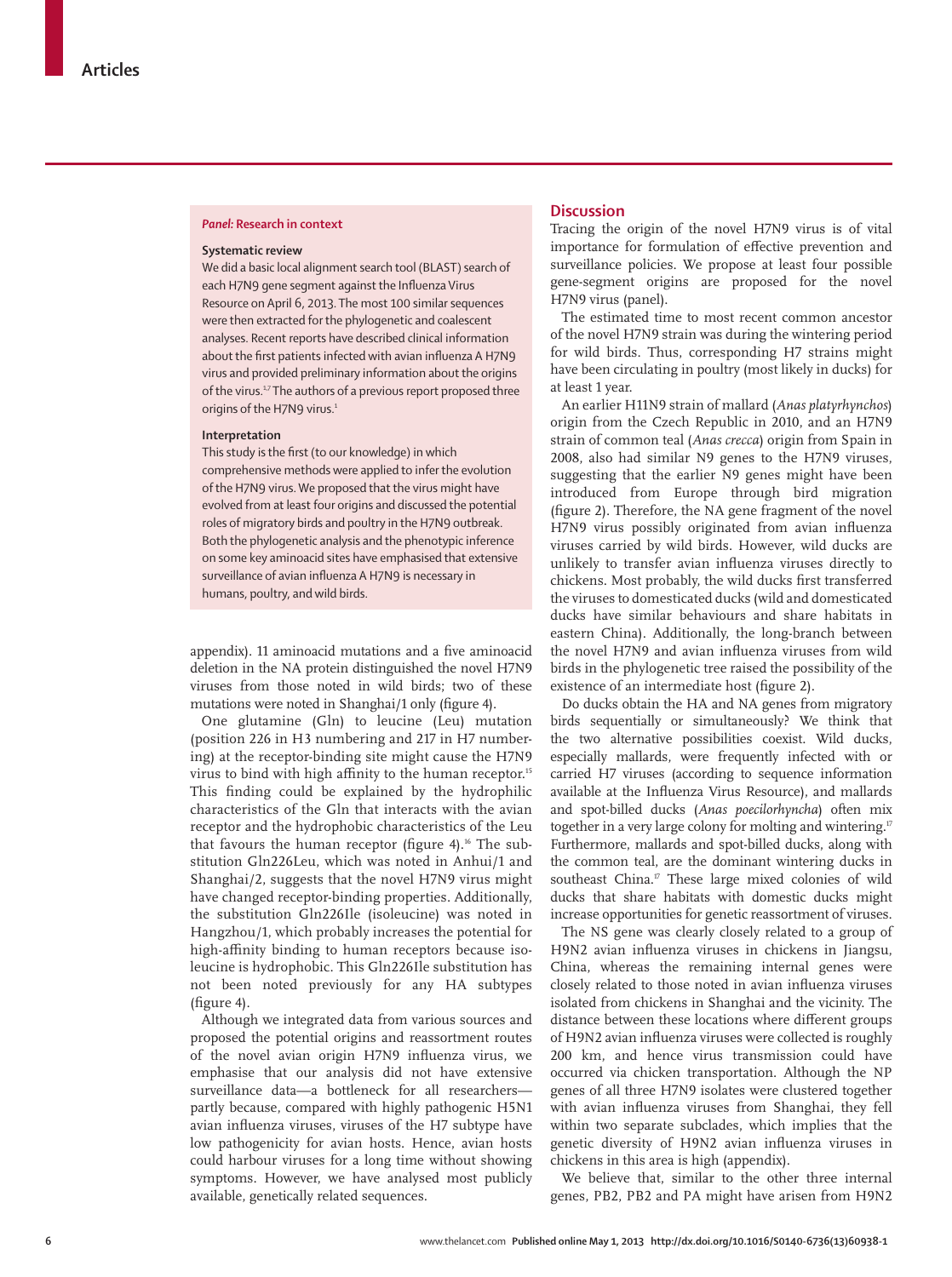## Panel: Research in context

### Systematic review

We did a basic local alignment search tool (BLAST) search of each H7N9 gene segment against the Influenza Virus Resource on April 6, 2013. The most 100 similar sequences were then extracted for the phylogenetic and coalescent analyses. Recent reports have described clinical information about the first patients infected with avian influenza A H7N9 virus and provided preliminary information about the origins of the virus.[1,7] The authors of a previous report proposed three origins of the H7N9 virus.[1]

### Interpretation

This study is the first (to our knowledge) in which comprehensive methods were applied to infer the evolution of the H7N9 virus. We proposed that the virus might have evolved from at least four origins and discussed the potential roles of migratory birds and poultry in the H7N9 outbreak. Both the phylogenetic analysis and the phenotypic inference on some key aminoacid sites have emphasised that extensive surveillance of avian influenza A H7N9 is necessary in humans, poultry, and wild birds.

appendix). 11 aminoacid mutations and a five aminoacid deletion in the NA protein distinguished the novel H7N9 viruses from those noted in wild birds; two of these mutations were noted in Shanghai/1 only (figure 4).

One glutamine (Gln) to leucine (Leu) mutation (position 226 in H3 numbering and 217 in H7 numbering) at the receptor-binding site might cause the H7N9 virus to bind with high affinity to the human receptor.[15] This finding could be explained by the hydrophilic characteristics of the Gln that interacts with the avian receptor and the hydrophobic characteristics of the Leu that favours the human receptor (figure 4).[16] The substitution Gln226Leu, which was noted in Anhui/1 and Shanghai/2, suggests that the novel H7N9 virus might have changed receptor-binding properties. Additionally, the substitution Gln226Ile (isoleucine) was noted in Hangzhou/1, which probably increases the potential for high-affinity binding to human receptors because isoleucine is hydrophobic. This Gln226Ile substitution has not been noted previously for any HA subtypes (figure 4).

Although we integrated data from various sources and proposed the potential origins and reassortment routes of the novel avian origin H7N9 influenza virus, we emphasise that our analysis did not have extensive surveillance data—a bottleneck for all researchers—partly because, compared with highly pathogenic H5N1 avian influenza viruses, viruses of the H7 subtype have low pathogenicity for avian hosts. Hence, avian hosts could harbour viruses for a long time without showing symptoms. However, we have analysed most publicly available, genetically related sequences.

## Discussion

Tracing the origin of the novel H7N9 virus is of vital importance for formulation of effective prevention and surveillance policies. We propose at least four possible gene-segment origins are proposed for the novel H7N9 virus (panel).

The estimated time to most recent common ancestor of the novel H7N9 strain was during the wintering period for wild birds. Thus, corresponding H7 strains might have been circulating in poultry (most likely in ducks) for at least 1 year.

An earlier H11N9 strain of mallard (*Anas platyrhynchos*) origin from the Czech Republic in 2010, and an H7N9 strain of common teal (*Anas crecca*) origin from Spain in 2008, also had similar N9 genes to the H7N9 viruses, suggesting that the earlier N9 genes might have been introduced from Europe through bird migration (figure 2). Therefore, the NA gene fragment of the novel H7N9 virus possibly originated from avian influenza viruses carried by wild birds. However, wild ducks are unlikely to transfer avian influenza viruses directly to chickens. Most probably, the wild ducks first transferred the viruses to domesticated ducks (wild and domesticated ducks have similar behaviours and share habitats in eastern China). Additionally, the long-branch between the novel H7N9 and avian influenza viruses from wild birds in the phylogenetic tree raised the possibility of the existence of an intermediate host (figure 2).

Do ducks obtain the HA and NA genes from migratory birds sequentially or simultaneously? We think that the two alternative possibilities coexist. Wild ducks, especially mallards, were frequently infected with or carried H7 viruses (according to sequence information available at the Influenza Virus Resource), and mallards and spot-billed ducks (*Anas poecilorhyncha*) often mix together in a very large colony for molting and wintering.[17] Furthermore, mallards and spot-billed ducks, along with the common teal, are the dominant wintering ducks in southeast China.[17] These large mixed colonies of wild ducks that share habitats with domestic ducks might increase opportunities for genetic reassortment of viruses.

The NS gene was clearly closely related to a group of H9N2 avian influenza viruses in chickens in Jiangsu, China, whereas the remaining internal genes were closely related to those noted in avian influenza viruses isolated from chickens in Shanghai and the vicinity. The distance between these locations where different groups of H9N2 avian influenza viruses were collected is roughly 200 km, and hence virus transmission could have occurred via chicken transportation. Although the NP genes of all three H7N9 isolates were clustered together with avian influenza viruses from Shanghai, they fell within two separate subclades, which implies that the genetic diversity of H9N2 avian influenza viruses in chickens in this area is high (appendix).

We believe that, similar to the other three internal genes, PB2, PB2 and PA might have arisen from H9N2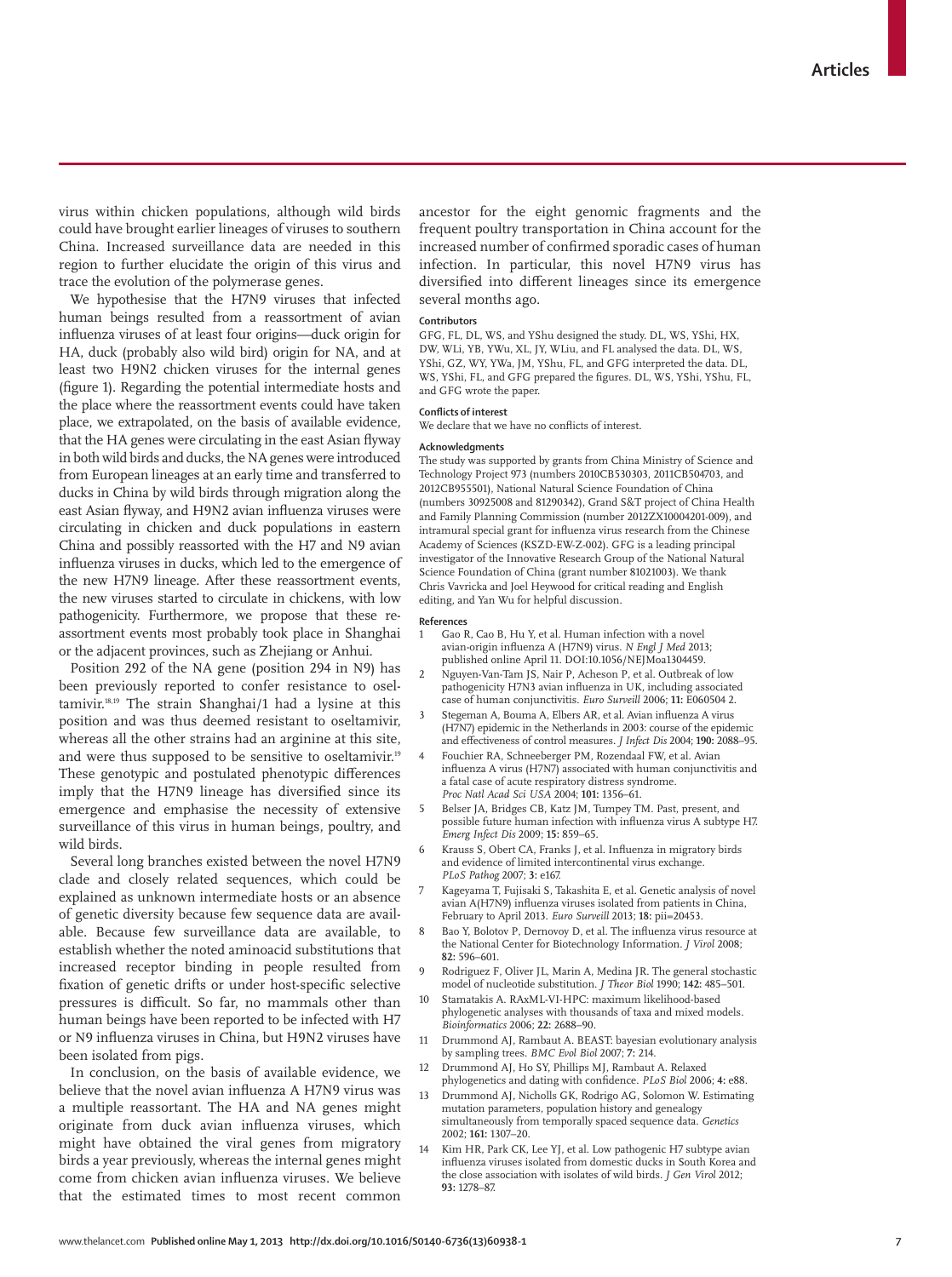virus within chicken populations, although wild birds could have brought earlier lineages of viruses to southern China. Increased surveillance data are needed in this region to further elucidate the origin of this virus and trace the evolution of the polymerase genes.

We hypothesise that the H7N9 viruses that infected human beings resulted from a reassortment of avian influenza viruses of at least four origins—duck origin for HA, duck (probably also wild bird) origin for NA, and at least two H9N2 chicken viruses for the internal genes (figure 1). Regarding the potential intermediate hosts and the place where the reassortment events could have taken place, we extrapolated, on the basis of available evidence, that the HA genes were circulating in the east Asian flyway in both wild birds and ducks, the NA genes were introduced from European lineages at an early time and transferred to ducks in China by wild birds through migration along the east Asian flyway, and H9N2 avian influenza viruses were circulating in chicken and duck populations in eastern China and possibly reassorted with the H7 and N9 avian influenza viruses in ducks, which led to the emergence of the new H7N9 lineage. After these reassortment events, the new viruses started to circulate in chickens, with low pathogenicity. Furthermore, we propose that these reassortment events most probably took place in Shanghai or the adjacent provinces, such as Zhejiang or Anhui.

Position 292 of the NA gene (position 294 in N9) has been previously reported to confer resistance to oseltamivir.[18,19] The strain Shanghai/1 had a lysine at this position and was thus deemed resistant to oseltamivir, whereas all the other strains had an arginine at this site, and were thus supposed to be sensitive to oseltamivir.[19] These genotypic and postulated phenotypic differences imply that the H7N9 lineage has diversified since its emergence and emphasise the necessity of extensive surveillance of this virus in human beings, poultry, and wild birds.

Several long branches existed between the novel H7N9 clade and closely related sequences, which could be explained as unknown intermediate hosts or an absence of genetic diversity because few sequence data are available. Because few surveillance data are available, to establish whether the noted aminoacid substitutions that increased receptor binding in people resulted from fixation of genetic drifts or under host-specific selective pressures is difficult. So far, no mammals other than human beings have been reported to be infected with H7 or N9 influenza viruses in China, but H9N2 viruses have been isolated from pigs.

In conclusion, on the basis of available evidence, we believe that the novel avian influenza A H7N9 virus was a multiple reassortant. The HA and NA genes might originate from duck avian influenza viruses, which might have obtained the viral genes from migratory birds a year previously, whereas the internal genes might come from chicken avian influenza viruses. We believe that the estimated times to most recent common ancestor for the eight genomic fragments and the frequent poultry transportation in China account for the increased number of confirmed sporadic cases of human infection. In particular, this novel H7N9 virus has diversified into different lineages since its emergence several months ago.

#### Contributors

GFG, FL, DL, WS, and YShu designed the study. DL, WS, YShi, HX, DW, WLi, YB, YWu, XL, JY, WLiu, and FL analysed the data. DL, WS, YShi, GZ, WY, YWa, JM, YShu, FL, and GFG interpreted the data. DL, WS, YShi, FL, and GFG prepared the figures. DL, WS, YShi, YShu, FL, and GFG wrote the paper.

#### Conflicts of interest

We declare that we have no conflicts of interest.

#### Acknowledgments

The study was supported by grants from China Ministry of Science and Technology Project 973 (numbers 2010CB530303, 2011CB504703, and 2012CB955501), National Natural Science Foundation of China (numbers 30925008 and 81290342), Grand S&T project of China Health and Family Planning Commission (number 2012ZX10004201-009), and intramural special grant for influenza virus research from the Chinese Academy of Sciences (KSZD-EW-Z-002). GFG is a leading principal investigator of the Innovative Research Group of the National Natural Science Foundation of China (grant number 81021003). We thank Chris Vavricka and Joel Heywood for critical reading and English editing, and Yan Wu for helpful discussion.

#### References

1. Gao R, Cao B, Hu Y, et al. Human infection with a novel avian-origin influenza A (H7N9) virus. *N Engl J Med* 2013; published online April 11. DOI:10.1056/NEJMoa1304459.
2. Nguyen-Van-Tam JS, Nair P, Acheson P, et al. Outbreak of low pathogenicity H7N3 avian influenza in UK, including associated case of human conjunctivitis. *Euro Surveill* 2006; **11:** E060504 2.
3. Stegeman A, Bouma A, Elbers AR, et al. Avian influenza A virus (H7N7) epidemic in the Netherlands in 2003: course of the epidemic and effectiveness of control measures. *J Infect Dis* 2004; **190:** 2088–95.
4. Fouchier RA, Schneeberger PM, Rozendaal FW, et al. Avian influenza A virus (H7N7) associated with human conjunctivitis and a fatal case of acute respiratory distress syndrome. *Proc Natl Acad Sci USA* 2004; **101:** 1356–61.
5. Belser JA, Bridges CB, Katz JM, Tumpey TM. Past, present, and possible future human infection with influenza virus A subtype H7. *Emerg Infect Dis* 2009; **15:** 859–65.
6. Krauss S, Obert CA, Franks J, et al. Influenza in migratory birds and evidence of limited intercontinental virus exchange. *PLoS Pathog* 2007; **3:** e167.
7. Kageyama T, Fujisaki S, Takashita E, et al. Genetic analysis of novel avian A(H7N9) influenza viruses isolated from patients in China, February to April 2013. *Euro Surveill* 2013; **18:** pii=20453.
8. Bao Y, Bolotov P, Dernovoy D, et al. The influenza virus resource at the National Center for Biotechnology Information. *J Virol* 2008; **82:** 596–601.
9. Rodriguez F, Oliver JL, Marin A, Medina JR. The general stochastic model of nucleotide substitution. *J Theor Biol* 1990; **142:** 485–501.
10. Stamatakis A. RAxML-VI-HPC: maximum likelihood-based phylogenetic analyses with thousands of taxa and mixed models. *Bioinformatics* 2006; **22:** 2688–90.
11. Drummond AJ, Rambaut A. BEAST: bayesian evolutionary analysis by sampling trees. *BMC Evol Biol* 2007; **7:** 214.
12. Drummond AJ, Ho SY, Phillips MJ, Rambaut A. Relaxed phylogenetics and dating with confidence. *PLoS Biol* 2006; **4:** e88.
13. Drummond AJ, Nicholls GK, Rodrigo AG, Solomon W. Estimating mutation parameters, population history and genealogy simultaneously from temporally spaced sequence data. *Genetics* 2002; **161:** 1307–20.
14. Kim HR, Park CK, Lee YJ, et al. Low pathogenic H7 subtype avian influenza viruses isolated from domestic ducks in South Korea and the close association with isolates of wild birds. *J Gen Virol* 2012; **93:** 1278–87.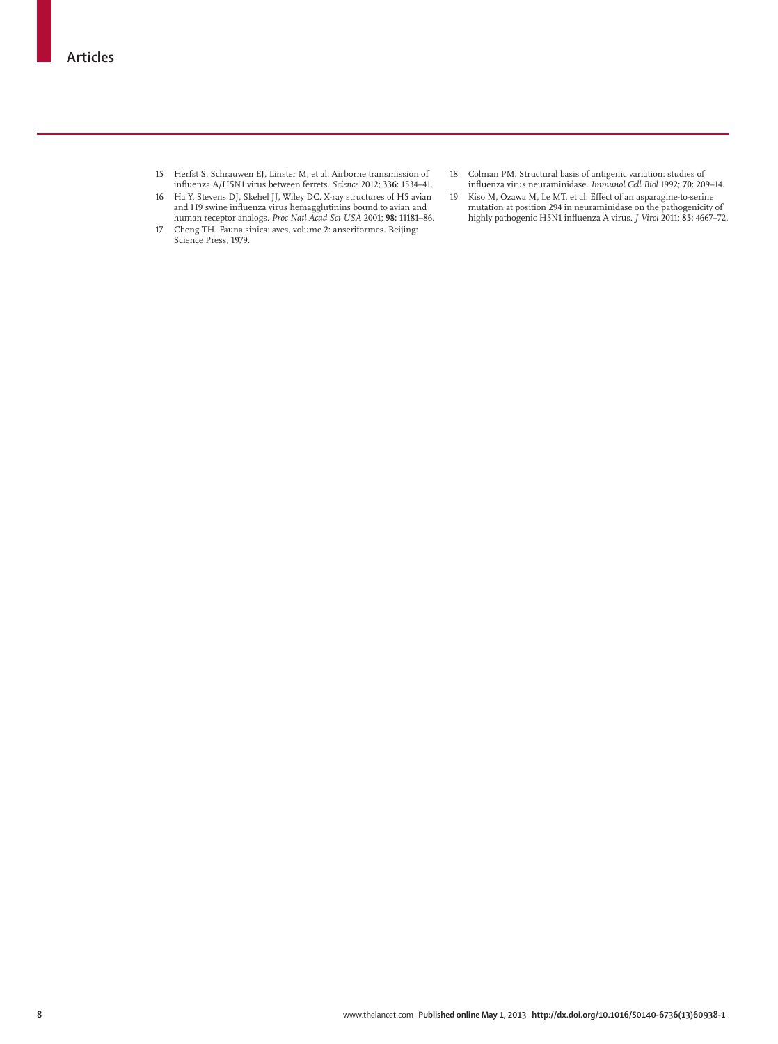15 Herfst S, Schrauwen EJ, Linster M, et al. Airborne transmission of influenza A/H5N1 virus between ferrets. *Science* 2012; **336:** 1534–41.

16 Ha Y, Stevens DJ, Skehel JJ, Wiley DC. X-ray structures of H5 avian and H9 swine influenza virus hemagglutinins bound to avian and human receptor analogs. *Proc Natl Acad Sci USA* 2001; **98:** 11181–86.

17 Cheng TH. Fauna sinica: aves, volume 2: anseriformes. Beijing: Science Press, 1979.

18 Colman PM. Structural basis of antigenic variation: studies of influenza virus neuraminidase. *Immunol Cell Biol* 1992; **70:** 209–14.

19 Kiso M, Ozawa M, Le MT, et al. Effect of an asparagine-to-serine mutation at position 294 in neuraminidase on the pathogenicity of highly pathogenic H5N1 influenza A virus. *J Virol* 2011; **85:** 4667–72.